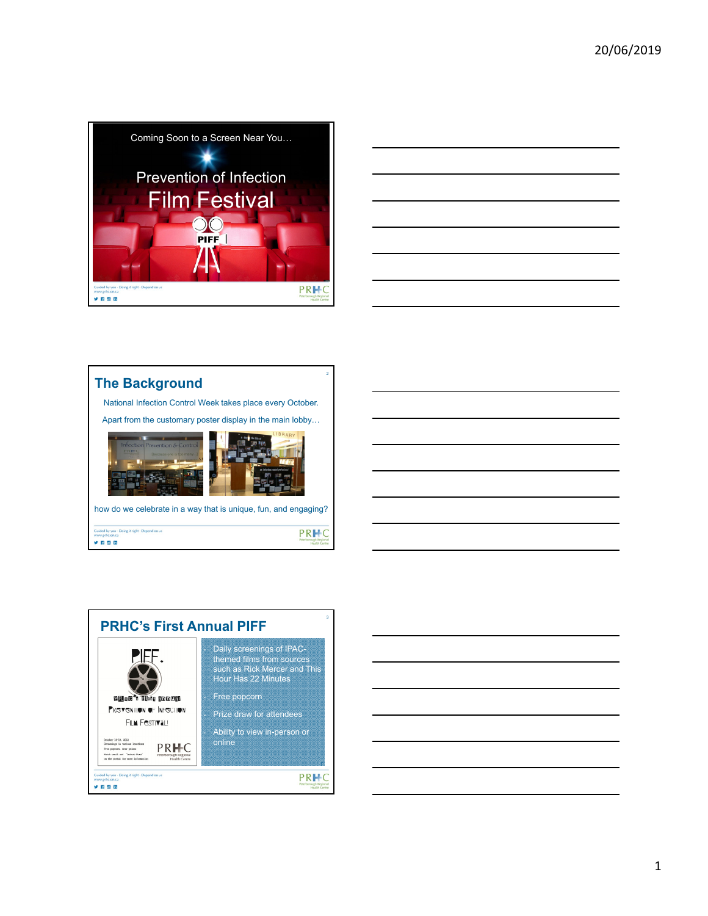Coming Soon to a Screen Near You…

Prevention of Infection

# Film Festival

PIFF

## The Background

National Infection Control Week takes place every October.

Apart from the customary poster display in the main lobby…

how do we celebrate in a way that is unique, fun, and engaging?

## PRHC's First Annual PIFF

PIFF.

PRHC's First Annual Prevention of Infection Film Festival

- Daily screenings of IPAC-themed films from sources such as Rick Mercer and This Hour Has 22 Minutes
- Free popcorn
- Prize draw for attendees
- Ability to view in-person or online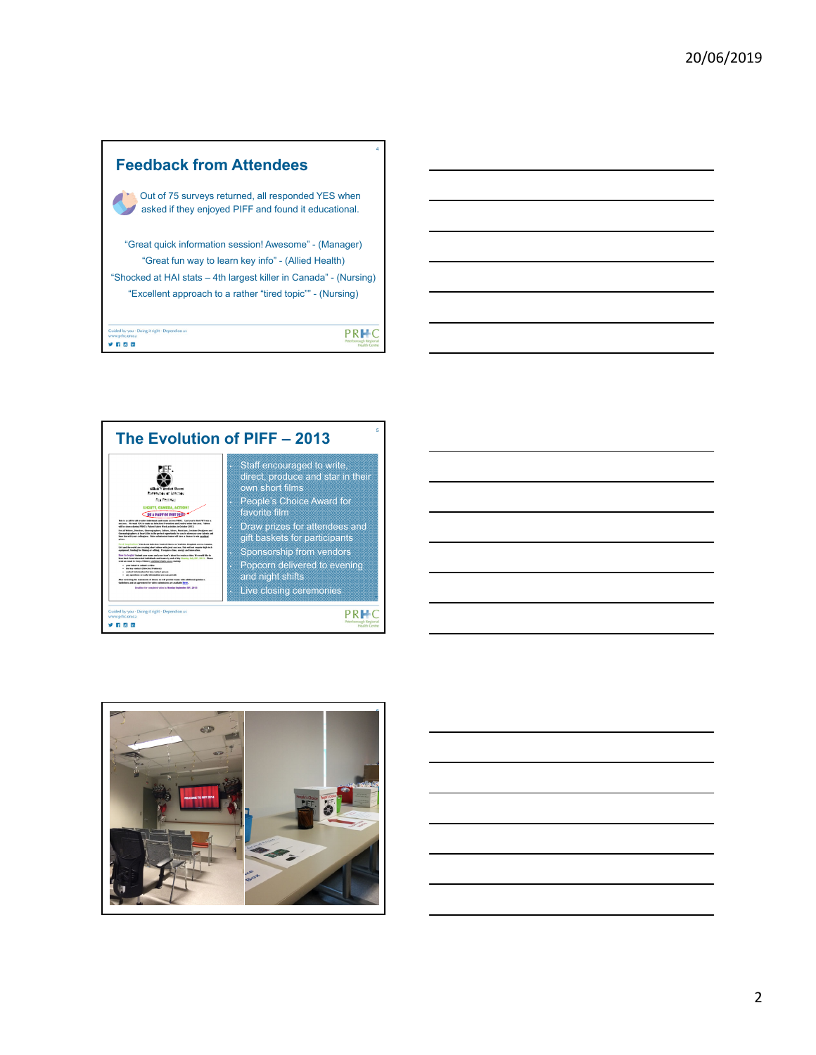## Feedback from Attendees

Out of 75 surveys returned, all responded YES when asked if they enjoyed PIFF and found it educational.

"Great quick information session! Awesome" - (Manager)

"Great fun way to learn key info" - (Allied Health)

"Shocked at HAI stats – 4th largest killer in Canada" - (Nursing)

"Excellent approach to a rather "tired topic"" - (Nursing)

## The Evolution of PIFF – 2013

- Staff encouraged to write, direct, produce and star in their own short films
- People's Choice Award for favorite film
- Draw prizes for attendees and gift baskets for participants
- Sponsorship from vendors
- Popcorn delivered to evening and night shifts
- Live closing ceremonies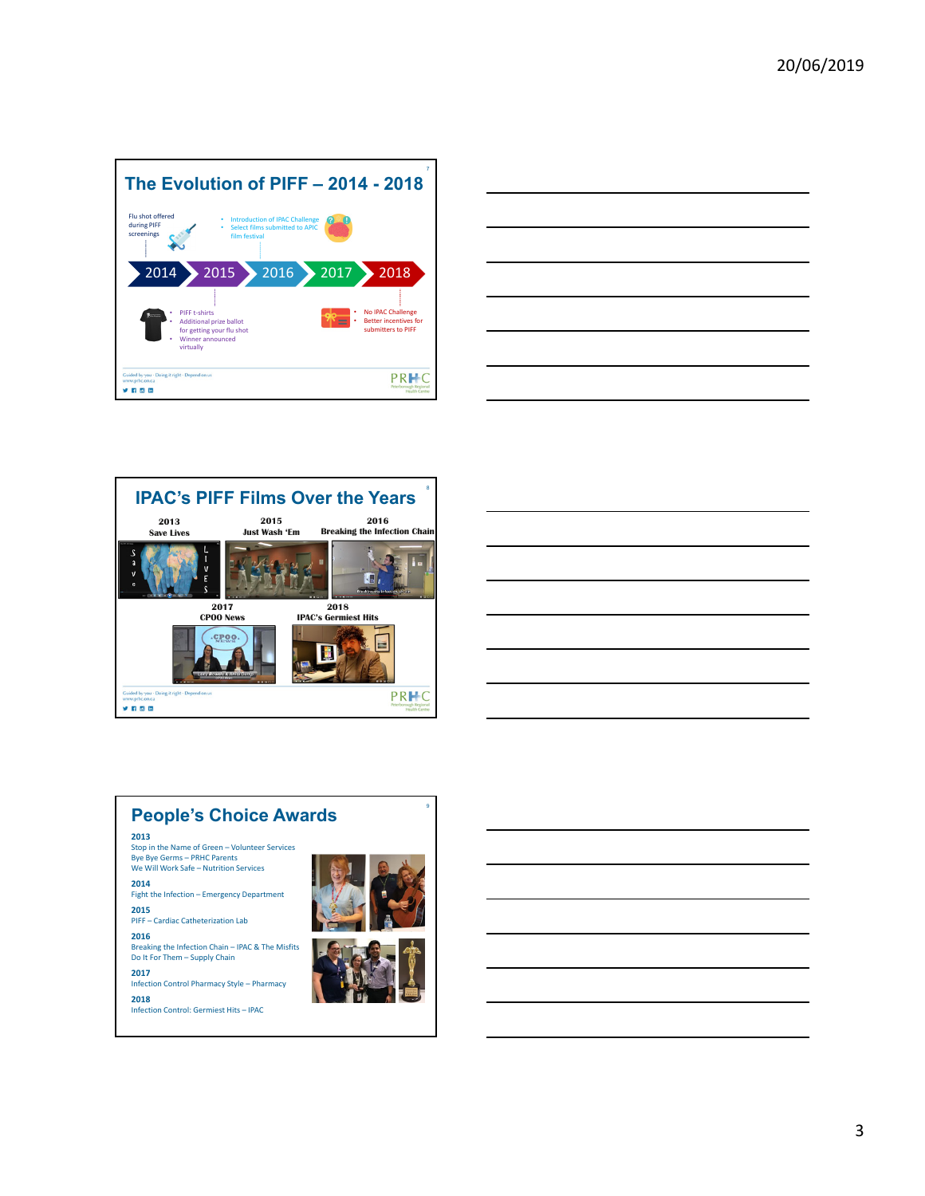## The Evolution of PIFF – 2014 - 2018

- 2014: Flu shot offered during PIFF screenings
- 2015:
  - PIFF t-shirts
  - Additional prize ballot for getting your flu shot
  - Winner announced virtually
- 2016:
  - Introduction of IPAC Challenge
  - Select films submitted to APIC film festival
- 2018:
  - No IPAC Challenge
  - Better incentives for submitters to PIFF

## IPAC's PIFF Films Over the Years

- 2013 – Save Lives
- 2015 – Just Wash 'Em
- 2016 – Breaking the Infection Chain
- 2017 – CPOO News
- 2018 – IPAC's Germiest Hits

## People's Choice Awards

**2013**
Stop in the Name of Green – Volunteer Services
Bye Bye Germs – PRHC Parents
We Will Work Safe – Nutrition Services

**2014**
Fight the Infection – Emergency Department

**2015**
PIFF – Cardiac Catheterization Lab

**2016**
Breaking the Infection Chain – IPAC & The Misfits
Do It For Them – Supply Chain

**2017**
Infection Control Pharmacy Style – Pharmacy

**2018**
Infection Control: Germiest Hits – IPAC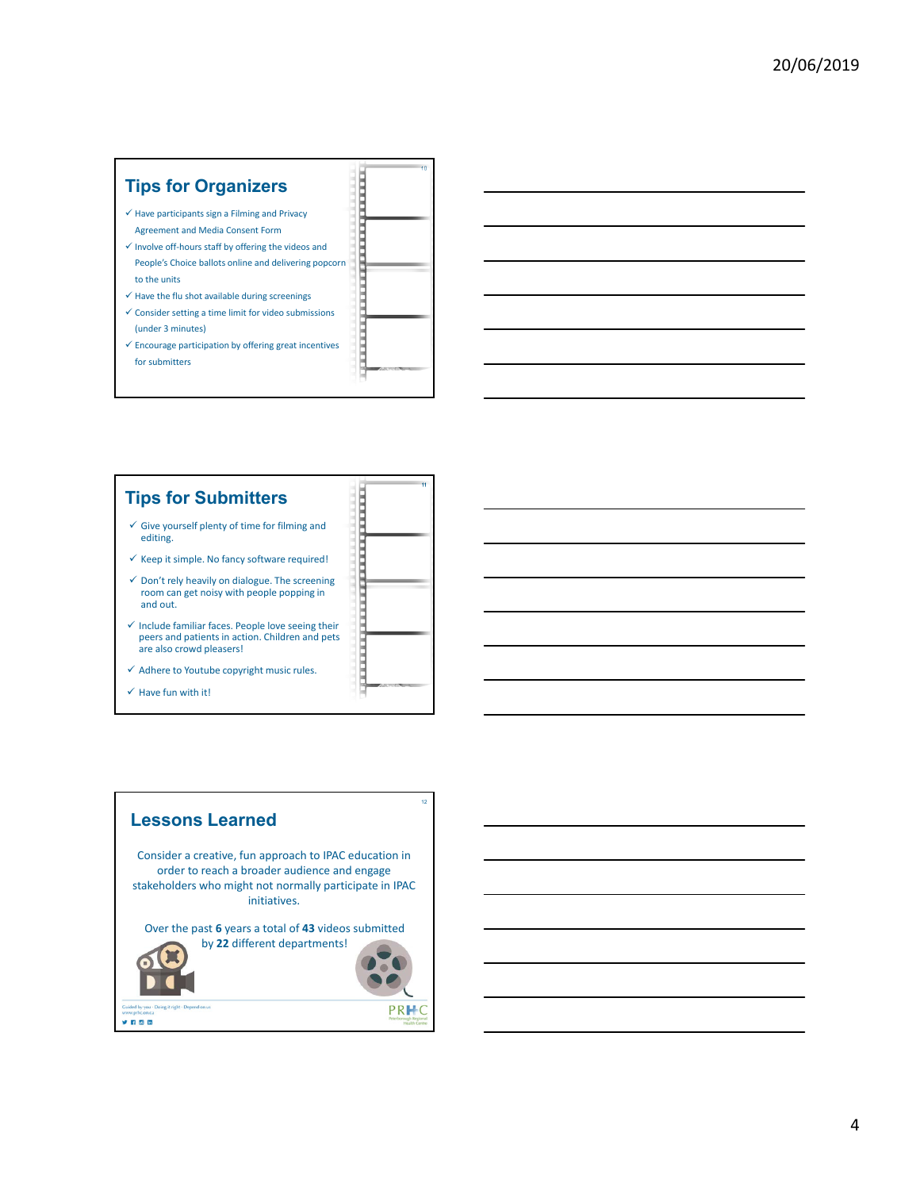## Tips for Organizers

- ✓ Have participants sign a Filming and Privacy Agreement and Media Consent Form
- ✓ Involve off-hours staff by offering the videos and People's Choice ballots online and delivering popcorn to the units
- ✓ Have the flu shot available during screenings
- ✓ Consider setting a time limit for video submissions (under 3 minutes)
- ✓ Encourage participation by offering great incentives for submitters

## Tips for Submitters

- ✓ Give yourself plenty of time for filming and editing.
- ✓ Keep it simple. No fancy software required!
- ✓ Don't rely heavily on dialogue. The screening room can get noisy with people popping in and out.
- ✓ Include familiar faces. People love seeing their peers and patients in action. Children and pets are also crowd pleasers!
- ✓ Adhere to Youtube copyright music rules.
- ✓ Have fun with it!

## Lessons Learned

Consider a creative, fun approach to IPAC education in order to reach a broader audience and engage stakeholders who might not normally participate in IPAC initiatives.

Over the past **6** years a total of **43** videos submitted by **22** different departments!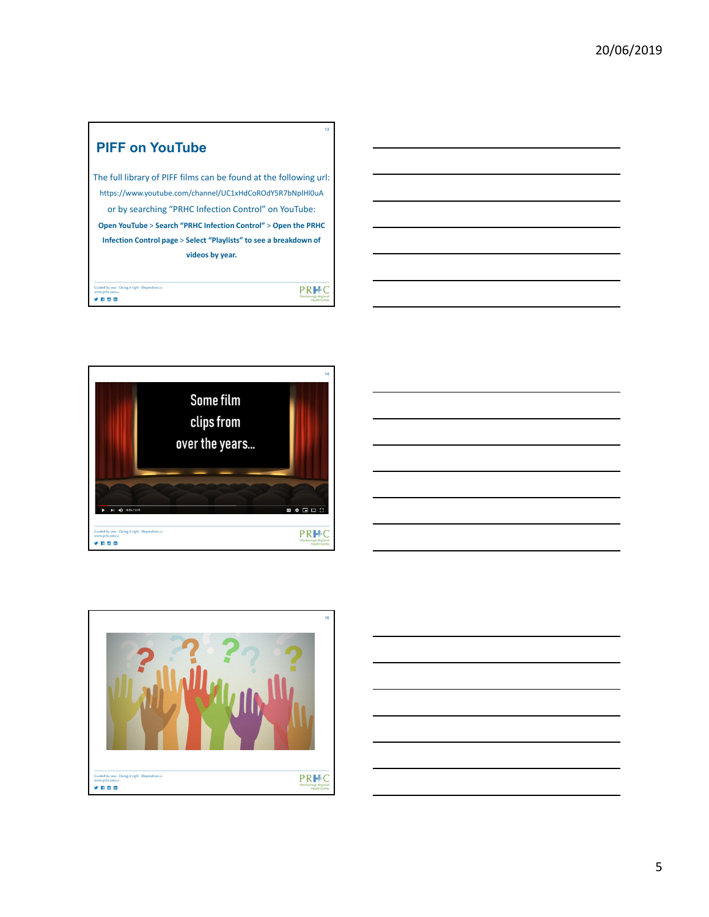## PIFF on YouTube

The full library of PIFF films can be found at the following url:

https://www.youtube.com/channel/UC1xHdCoROdY5R7bNplHl0uA

or by searching "PRHC Infection Control" on YouTube:

**Open YouTube** > **Search "PRHC Infection Control"** > **Open the PRHC Infection Control page** > **Select "Playlists" to see a breakdown of videos by year.**

---

Some film clips from over the years…

---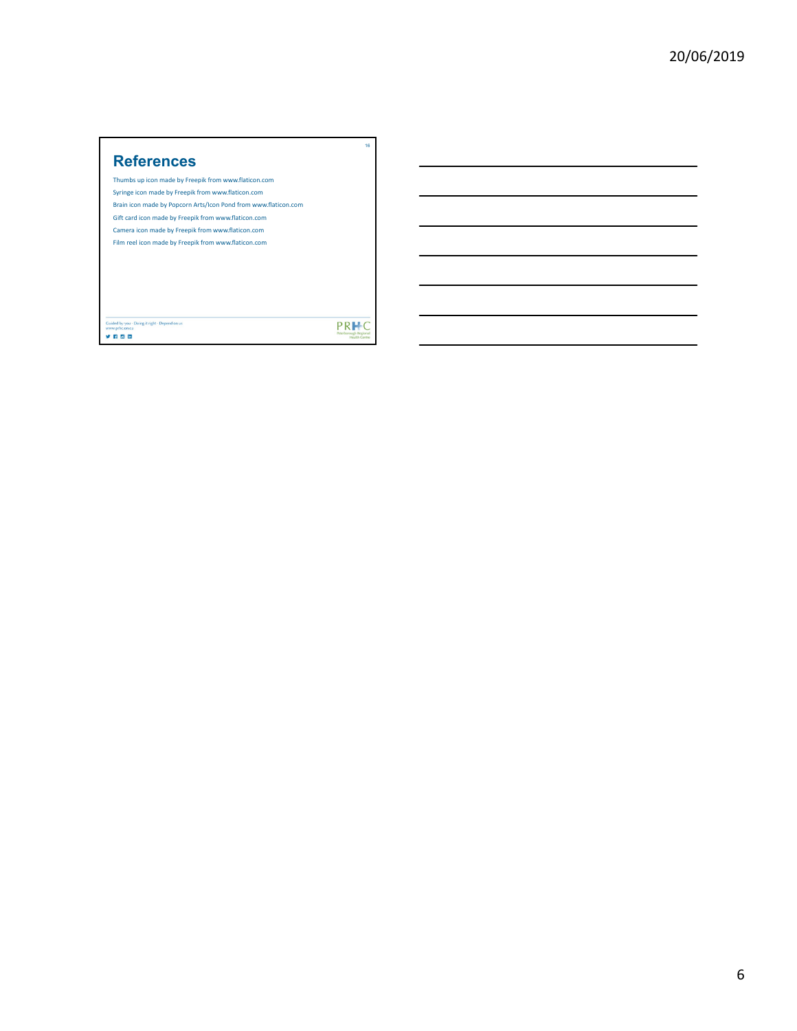## References

Thumbs up icon made by Freepik from www.flaticon.com

Syringe icon made by Freepik from www.flaticon.com

Brain icon made by Popcorn Arts/Icon Pond from www.flaticon.com

Gift card icon made by Freepik from www.flaticon.com

Camera icon made by Freepik from www.flaticon.com

Film reel icon made by Freepik from www.flaticon.com

Guided by you · Doing it right · Depend on us
www.prhc.on.ca

PRHC
Peterborough Regional Health Centre